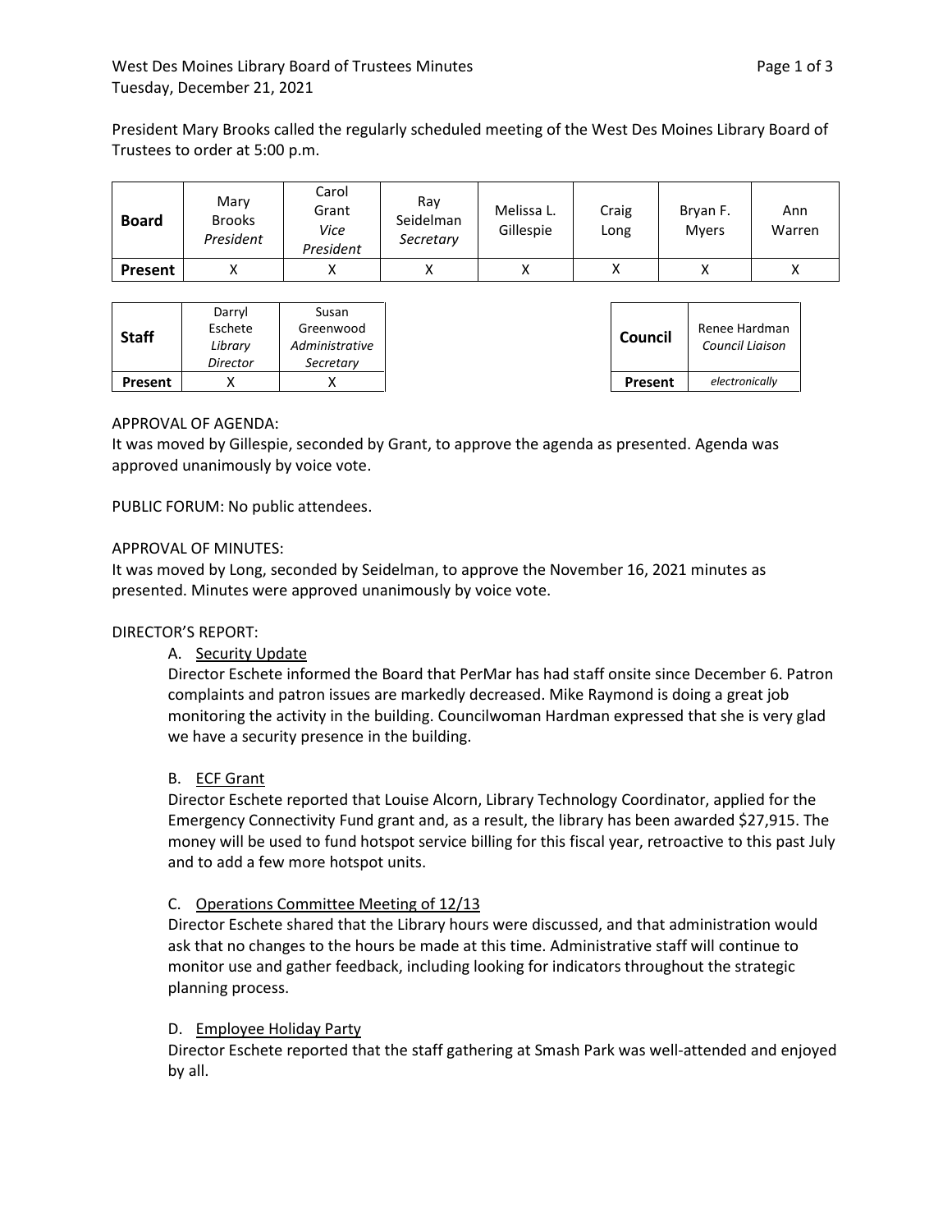West Des Moines Library Board of Trustees Minutes
Tuesday, December 21, 2021

President Mary Brooks called the regularly scheduled meeting of the West Des Moines Library Board of Trustees to order at 5:00 p.m.

| **Board** | Mary Brooks *President* | Carol Grant *Vice President* | Ray Seidelman *Secretary* | Melissa L. Gillespie | Craig Long | Bryan F. Myers | Ann Warren |
|---|---|---|---|---|---|---|---|
| **Present** | X | X | X | X | X | X | X |

| **Staff** | Darryl Eschete *Library Director* | Susan Greenwood *Administrative Secretary* |
|---|---|---|
| **Present** | X | X |

| **Council** | Renee Hardman *Council Liaison* |
|---|---|
| **Present** | *electronically* |

APPROVAL OF AGENDA:
It was moved by Gillespie, seconded by Grant, to approve the agenda as presented. Agenda was approved unanimously by voice vote.

PUBLIC FORUM: No public attendees.

APPROVAL OF MINUTES:
It was moved by Long, seconded by Seidelman, to approve the November 16, 2021 minutes as presented. Minutes were approved unanimously by voice vote.

DIRECTOR'S REPORT:

A. Security Update
Director Eschete informed the Board that PerMar has had staff onsite since December 6. Patron complaints and patron issues are markedly decreased. Mike Raymond is doing a great job monitoring the activity in the building. Councilwoman Hardman expressed that she is very glad we have a security presence in the building.

B. ECF Grant
Director Eschete reported that Louise Alcorn, Library Technology Coordinator, applied for the Emergency Connectivity Fund grant and, as a result, the library has been awarded $27,915. The money will be used to fund hotspot service billing for this fiscal year, retroactive to this past July and to add a few more hotspot units.

C. Operations Committee Meeting of 12/13
Director Eschete shared that the Library hours were discussed, and that administration would ask that no changes to the hours be made at this time. Administrative staff will continue to monitor use and gather feedback, including looking for indicators throughout the strategic planning process.

D. Employee Holiday Party
Director Eschete reported that the staff gathering at Smash Park was well-attended and enjoyed by all.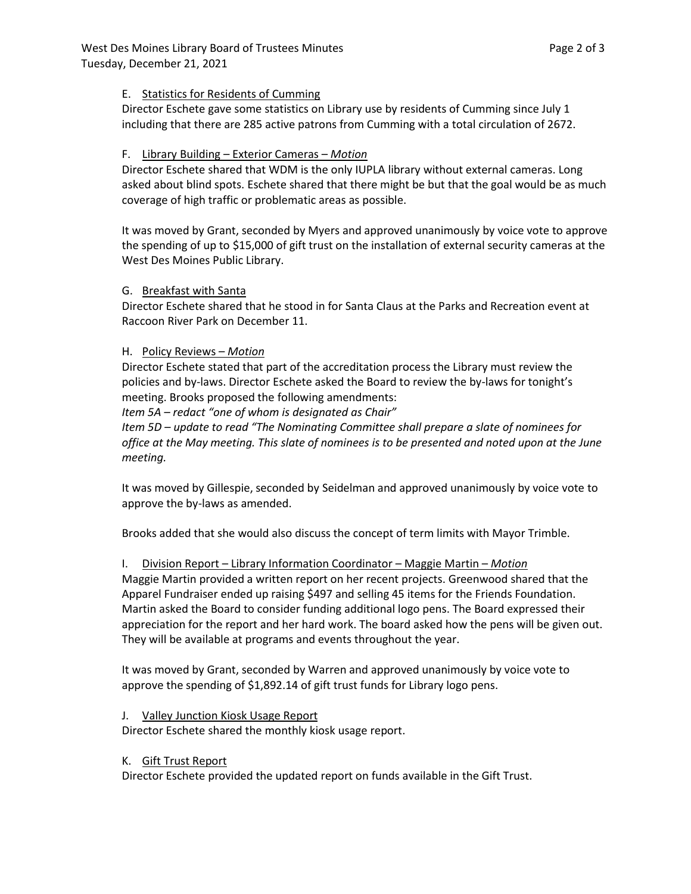E. <u>Statistics for Residents of Cumming</u>

Director Eschete gave some statistics on Library use by residents of Cumming since July 1 including that there are 285 active patrons from Cumming with a total circulation of 2672.

F. <u>Library Building – Exterior Cameras – *Motion*</u>

Director Eschete shared that WDM is the only IUPLA library without external cameras. Long asked about blind spots. Eschete shared that there might be but that the goal would be as much coverage of high traffic or problematic areas as possible.

It was moved by Grant, seconded by Myers and approved unanimously by voice vote to approve the spending of up to $15,000 of gift trust on the installation of external security cameras at the West Des Moines Public Library.

G. <u>Breakfast with Santa</u>

Director Eschete shared that he stood in for Santa Claus at the Parks and Recreation event at Raccoon River Park on December 11.

H. <u>Policy Reviews – *Motion*</u>

Director Eschete stated that part of the accreditation process the Library must review the policies and by-laws. Director Eschete asked the Board to review the by-laws for tonight's meeting. Brooks proposed the following amendments:

*Item 5A – redact "one of whom is designated as Chair"*

*Item 5D – update to read "The Nominating Committee shall prepare a slate of nominees for office at the May meeting. This slate of nominees is to be presented and noted upon at the June meeting.*

It was moved by Gillespie, seconded by Seidelman and approved unanimously by voice vote to approve the by-laws as amended.

Brooks added that she would also discuss the concept of term limits with Mayor Trimble.

I. <u>Division Report – Library Information Coordinator – Maggie Martin – *Motion*</u>

Maggie Martin provided a written report on her recent projects. Greenwood shared that the Apparel Fundraiser ended up raising $497 and selling 45 items for the Friends Foundation. Martin asked the Board to consider funding additional logo pens. The Board expressed their appreciation for the report and her hard work. The board asked how the pens will be given out. They will be available at programs and events throughout the year.

It was moved by Grant, seconded by Warren and approved unanimously by voice vote to approve the spending of $1,892.14 of gift trust funds for Library logo pens.

J. <u>Valley Junction Kiosk Usage Report</u>

Director Eschete shared the monthly kiosk usage report.

K. <u>Gift Trust Report</u>

Director Eschete provided the updated report on funds available in the Gift Trust.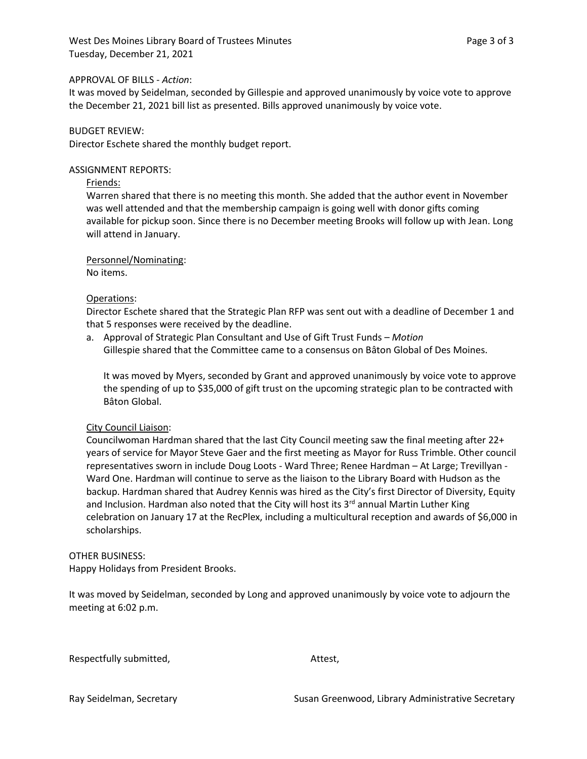APPROVAL OF BILLS - *Action*:

It was moved by Seidelman, seconded by Gillespie and approved unanimously by voice vote to approve the December 21, 2021 bill list as presented. Bills approved unanimously by voice vote.

BUDGET REVIEW:

Director Eschete shared the monthly budget report.

ASSIGNMENT REPORTS:

Friends:

Warren shared that there is no meeting this month. She added that the author event in November was well attended and that the membership campaign is going well with donor gifts coming available for pickup soon. Since there is no December meeting Brooks will follow up with Jean. Long will attend in January.

Personnel/Nominating:

No items.

Operations:

Director Eschete shared that the Strategic Plan RFP was sent out with a deadline of December 1 and that 5 responses were received by the deadline.

a. Approval of Strategic Plan Consultant and Use of Gift Trust Funds – *Motion*
   Gillespie shared that the Committee came to a consensus on Bâton Global of Des Moines.

   It was moved by Myers, seconded by Grant and approved unanimously by voice vote to approve the spending of up to $35,000 of gift trust on the upcoming strategic plan to be contracted with Bâton Global.

City Council Liaison:

Councilwoman Hardman shared that the last City Council meeting saw the final meeting after 22+ years of service for Mayor Steve Gaer and the first meeting as Mayor for Russ Trimble. Other council representatives sworn in include Doug Loots - Ward Three; Renee Hardman – At Large; Trevillyan - Ward One. Hardman will continue to serve as the liaison to the Library Board with Hudson as the backup. Hardman shared that Audrey Kennis was hired as the City's first Director of Diversity, Equity and Inclusion. Hardman also noted that the City will host its 3rd annual Martin Luther King celebration on January 17 at the RecPlex, including a multicultural reception and awards of $6,000 in scholarships.

OTHER BUSINESS:

Happy Holidays from President Brooks.

It was moved by Seidelman, seconded by Long and approved unanimously by voice vote to adjourn the meeting at 6:02 p.m.

Respectfully submitted, Attest,

Ray Seidelman, Secretary Susan Greenwood, Library Administrative Secretary